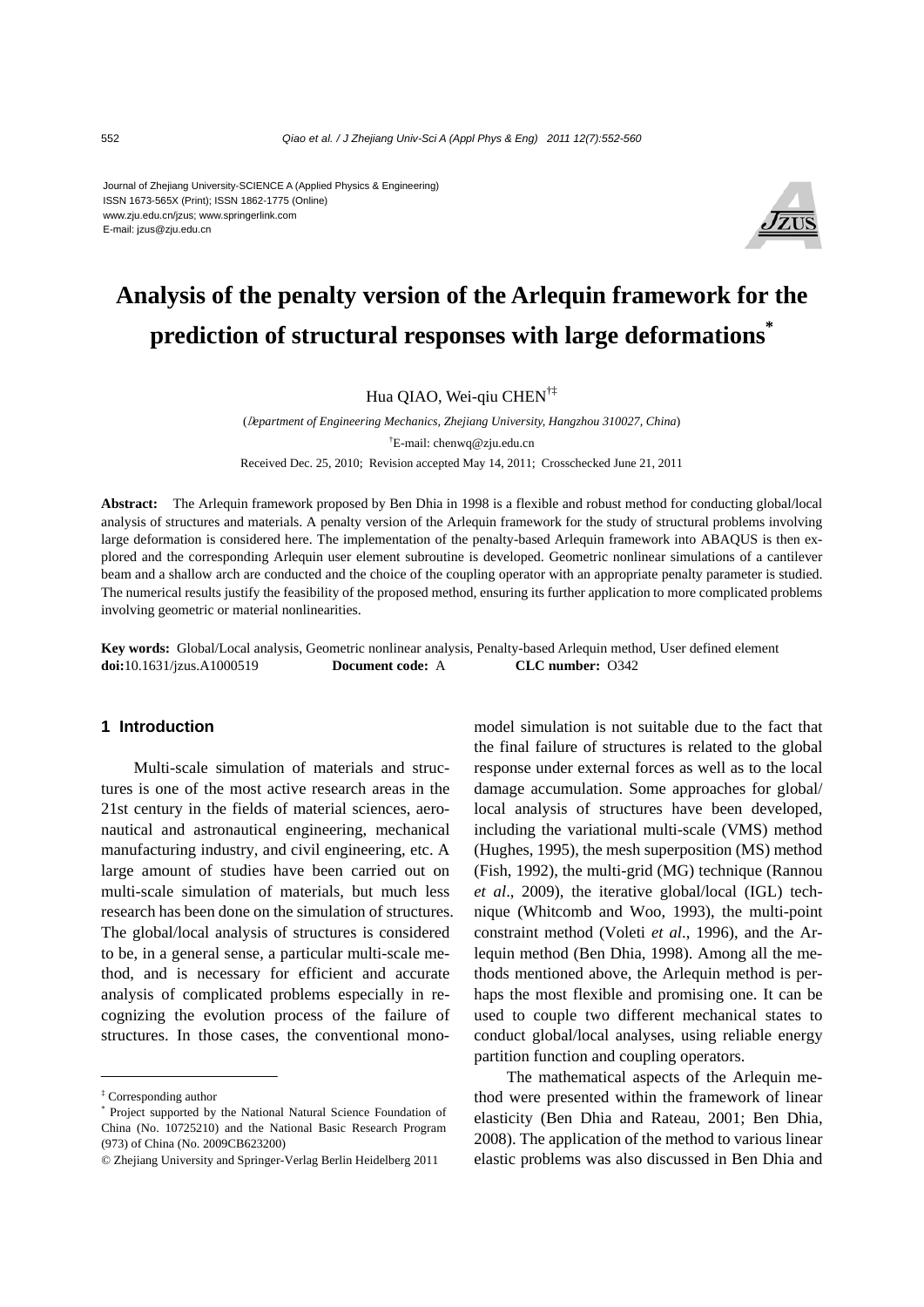Journal of Zhejiang University-SCIENCE A (Applied Physics & Engineering)
ISSN 1673-565X (Print); ISSN 1862-1775 (Online)
www.zju.edu.cn/jzus; www.springerlink.com
E-mail: jzus@zju.edu.cn

# Analysis of the penalty version of the Arlequin framework for the prediction of structural responses with large deformations*

Hua QIAO, Wei-qiu CHEN[†‡]

(*Department of Engineering Mechanics, Zhejiang University, Hangzhou 310027, China*)

[†]E-mail: chenwq@zju.edu.cn

Received Dec. 25, 2010; Revision accepted May 14, 2011; Crosschecked June 21, 2011

**Abstract:** The Arlequin framework proposed by Ben Dhia in 1998 is a flexible and robust method for conducting global/local analysis of structures and materials. A penalty version of the Arlequin framework for the study of structural problems involving large deformation is considered here. The implementation of the penalty-based Arlequin framework into ABAQUS is then explored and the corresponding Arlequin user element subroutine is developed. Geometric nonlinear simulations of a cantilever beam and a shallow arch are conducted and the choice of the coupling operator with an appropriate penalty parameter is studied. The numerical results justify the feasibility of the proposed method, ensuring its further application to more complicated problems involving geometric or material nonlinearities.

**Key words:** Global/Local analysis, Geometric nonlinear analysis, Penalty-based Arlequin method, User defined element
**doi:**10.1631/jzus.A1000519 **Document code:** A **CLC number:** O342

## 1 Introduction

Multi-scale simulation of materials and structures is one of the most active research areas in the 21st century in the fields of material sciences, aeronautical and astronautical engineering, mechanical manufacturing industry, and civil engineering, etc. A large amount of studies have been carried out on multi-scale simulation of materials, but much less research has been done on the simulation of structures. The global/local analysis of structures is considered to be, in a general sense, a particular multi-scale method, and is necessary for efficient and accurate analysis of complicated problems especially in recognizing the evolution process of the failure of structures. In those cases, the conventional mono-model simulation is not suitable due to the fact that the final failure of structures is related to the global response under external forces as well as to the local damage accumulation. Some approaches for global/local analysis of structures have been developed, including the variational multi-scale (VMS) method (Hughes, 1995), the mesh superposition (MS) method (Fish, 1992), the multi-grid (MG) technique (Rannou *et al*., 2009), the iterative global/local (IGL) technique (Whitcomb and Woo, 1993), the multi-point constraint method (Voleti *et al*., 1996), and the Arlequin method (Ben Dhia, 1998). Among all the methods mentioned above, the Arlequin method is perhaps the most flexible and promising one. It can be used to couple two different mechanical states to conduct global/local analyses, using reliable energy partition function and coupling operators.

The mathematical aspects of the Arlequin method were presented within the framework of linear elasticity (Ben Dhia and Rateau, 2001; Ben Dhia, 2008). The application of the method to various linear elastic problems was also discussed in Ben Dhia and

---

[‡] Corresponding author
[*] Project supported by the National Natural Science Foundation of China (No. 10725210) and the National Basic Research Program (973) of China (No. 2009CB623200)
© Zhejiang University and Springer-Verlag Berlin Heidelberg 2011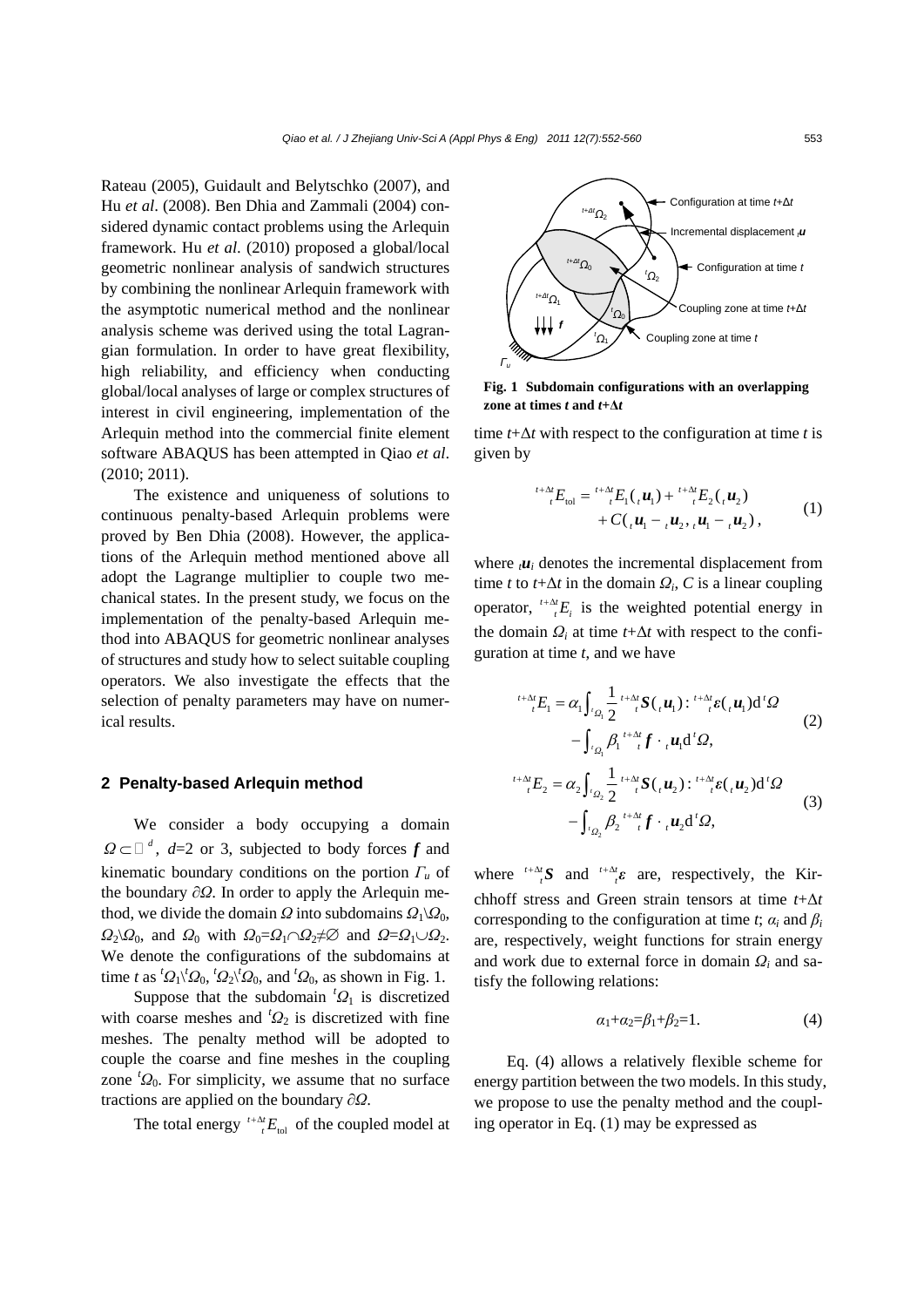Rateau (2005), Guidault and Belytschko (2007), and Hu *et al*. (2008). Ben Dhia and Zammali (2004) considered dynamic contact problems using the Arlequin framework. Hu *et al*. (2010) proposed a global/local geometric nonlinear analysis of sandwich structures by combining the nonlinear Arlequin framework with the asymptotic numerical method and the nonlinear analysis scheme was derived using the total Lagrangian formulation. In order to have great flexibility, high reliability, and efficiency when conducting global/local analyses of large or complex structures of interest in civil engineering, implementation of the Arlequin method into the commercial finite element software ABAQUS has been attempted in Qiao *et al*. (2010; 2011).

The existence and uniqueness of solutions to continuous penalty-based Arlequin problems were proved by Ben Dhia (2008). However, the applications of the Arlequin method mentioned above all adopt the Lagrange multiplier to couple two mechanical states. In the present study, we focus on the implementation of the penalty-based Arlequin method into ABAQUS for geometric nonlinear analyses of structures and study how to select suitable coupling operators. We also investigate the effects that the selection of penalty parameters may have on numerical results.

## 2 Penalty-based Arlequin method

We consider a body occupying a domain $\Omega \subset \mathbb{R}^d$, $d$=2 or 3, subjected to body forces $\boldsymbol{f}$ and kinematic boundary conditions on the portion $\Gamma_u$ of the boundary $\partial\Omega$. In order to apply the Arlequin method, we divide the domain $\Omega$ into subdomains $\Omega_1 \backslash \Omega_0$, $\Omega_2 \backslash \Omega_0$, and $\Omega_0$ with $\Omega_0=\Omega_1 \cap \Omega_2 \neq \varnothing$ and $\Omega=\Omega_1 \cup \Omega_2$. We denote the configurations of the subdomains at time $t$ as ${}^t\Omega_1 \backslash {}^t\Omega_0$, ${}^t\Omega_2 \backslash {}^t\Omega_0$, and ${}^t\Omega_0$, as shown in Fig. 1.

Suppose that the subdomain ${}^t\Omega_1$ is discretized with coarse meshes and ${}^t\Omega_2$ is discretized with fine meshes. The penalty method will be adopted to couple the coarse and fine meshes in the coupling zone ${}^t\Omega_0$. For simplicity, we assume that no surface tractions are applied on the boundary $\partial\Omega$.

The total energy ${}^{t+\Delta t}_{\ \ t}E_{\text{tol}}$ of the coupled model at time $t$+Δ$t$ with respect to the configuration at time $t$ is given by

**Fig. 1 Subdomain configurations with an overlapping zone at times $t$ and $t$+Δ$t$**

$$
{}^{t+\Delta t}_{\ \ t}E_{\text{tol}} = {}^{t+\Delta t}_{\ \ t}E_1({}_t\boldsymbol{u}_1) + {}^{t+\Delta t}_{\ \ t}E_2({}_t\boldsymbol{u}_2) + C({}_t\boldsymbol{u}_1 - {}_t\boldsymbol{u}_2, {}_t\boldsymbol{u}_1 - {}_t\boldsymbol{u}_2), \tag{1}
$$

where ${}_t\boldsymbol{u}_i$ denotes the incremental displacement from time $t$ to $t$+Δ$t$ in the domain $\Omega_i$, $C$ is a linear coupling operator, ${}^{t+\Delta t}_{\ \ t}E_i$ is the weighted potential energy in the domain $\Omega_i$ at time $t$+Δ$t$ with respect to the configuration at time $t$, and we have

$$
\begin{aligned}
{}^{t+\Delta t}_{\ \ t}E_1 = \alpha_1 \int_{{}^t\Omega_1} \frac{1}{2}\, {}^{t+\Delta t}_{\ \ t}\boldsymbol{S}({}_t\boldsymbol{u}_1) : {}^{t+\Delta t}_{\ \ t}\boldsymbol{\varepsilon}({}_t\boldsymbol{u}_1) \mathrm{d}\, {}^t\Omega \\
- \int_{{}^t\Omega_1} \beta_1\, {}^{t+\Delta t}_{\ \ t}\boldsymbol{f} \cdot {}_t\boldsymbol{u}_1 \mathrm{d}\, {}^t\Omega,
\end{aligned} \tag{2}
$$

$$
\begin{aligned}
{}^{t+\Delta t}_{\ \ t}E_2 = \alpha_2 \int_{{}^t\Omega_2} \frac{1}{2}\, {}^{t+\Delta t}_{\ \ t}\boldsymbol{S}({}_t\boldsymbol{u}_2) : {}^{t+\Delta t}_{\ \ t}\boldsymbol{\varepsilon}({}_t\boldsymbol{u}_2) \mathrm{d}\, {}^t\Omega \\
- \int_{{}^t\Omega_2} \beta_2\, {}^{t+\Delta t}_{\ \ t}\boldsymbol{f} \cdot {}_t\boldsymbol{u}_2 \mathrm{d}\, {}^t\Omega,
\end{aligned} \tag{3}
$$

where ${}^{t+\Delta t}_{\ \ t}\boldsymbol{S}$ and ${}^{t+\Delta t}_{\ \ t}\boldsymbol{\varepsilon}$ are, respectively, the Kirchhoff stress and Green strain tensors at time $t$+Δ$t$ corresponding to the configuration at time $t$; $\alpha_i$ and $\beta_i$ are, respectively, weight functions for strain energy and work due to external force in domain $\Omega_i$ and satisfy the following relations:

$$
\alpha_1+\alpha_2=\beta_1+\beta_2=1. \tag{4}
$$

Eq. (4) allows a relatively flexible scheme for energy partition between the two models. In this study, we propose to use the penalty method and the coupling operator in Eq. (1) may be expressed as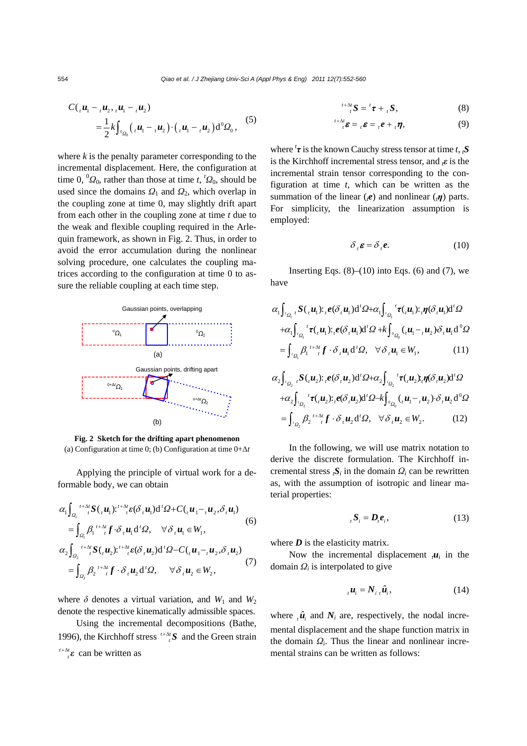$$C({}_t\boldsymbol{u}_1 - {}_t\boldsymbol{u}_2, {}_t\boldsymbol{u}_1 - {}_t\boldsymbol{u}_2) = \frac{1}{2}k\int_{{}^0\Omega_0} ({}_t\boldsymbol{u}_1 - {}_t\boldsymbol{u}_2)\cdot({}_t\boldsymbol{u}_1 - {}_t\boldsymbol{u}_2)\,\mathrm{d}^0\Omega_0, \tag{5}$$

where $k$ is the penalty parameter corresponding to the incremental displacement. Here, the configuration at time 0, ${}^0\Omega_0$, rather than those at time $t$, ${}^t\Omega_0$, should be used since the domains $\Omega_1$ and $\Omega_2$, which overlap in the coupling zone at time 0, may slightly drift apart from each other in the coupling zone at time $t$ due to the weak and flexible coupling required in the Arlequin framework, as shown in Fig. 2. Thus, in order to avoid the error accumulation during the nonlinear solving procedure, one calculates the coupling matrices according to the configuration at time 0 to assure the reliable coupling at each time step.

**Fig. 2 Sketch for the drifting apart phenomenon**
(a) Configuration at time 0; (b) Configuration at time 0+Δ$t$

Applying the principle of virtual work for a deformable body, we can obtain

$$\alpha_1\int_{\Omega_1} {}^{t+\Delta t}_{\ \ \ t}\boldsymbol{S}({}_t\boldsymbol{u}_1):{}^{t+\Delta t}_{\ \ \ t}\varepsilon(\delta_t\boldsymbol{u}_1)\mathrm{d}^t\Omega + C({}_t\boldsymbol{u}_1 - {}_t\boldsymbol{u}_2, \delta_t\boldsymbol{u}_1) = \int_{\Omega_1}\beta_1\, {}^{t+\Delta t}_{\ \ \ t}\boldsymbol{f}\cdot\delta_t\boldsymbol{u}_1\mathrm{d}^t\Omega, \quad \forall\delta_t\boldsymbol{u}_1\in W_1, \tag{6}$$

$$\alpha_2\int_{\Omega_2} {}^{t+\Delta t}_{\ \ \ t}\boldsymbol{S}({}_t\boldsymbol{u}_2):{}^{t+\Delta t}_{\ \ \ t}\varepsilon(\delta_t\boldsymbol{u}_2)\mathrm{d}^t\Omega - C({}_t\boldsymbol{u}_1 - {}_t\boldsymbol{u}_2, \delta_t\boldsymbol{u}_2) = \int_{\Omega_2}\beta_2\, {}^{t+\Delta t}_{\ \ \ t}\boldsymbol{f}\cdot\delta_t\boldsymbol{u}_2\mathrm{d}^t\Omega, \quad \forall\delta_t\boldsymbol{u}_2\in W_2, \tag{7}$$

where $\delta$ denotes a virtual variation, and $W_1$ and $W_2$ denote the respective kinematically admissible spaces.

Using the incremental decompositions (Bathe, 1996), the Kirchhoff stress ${}^{t+\Delta t}_{\ \ \ t}\boldsymbol{S}$ and the Green strain ${}^{t+\Delta t}_{\ \ \ t}\boldsymbol{\varepsilon}$ can be written as

$${}^{t+\Delta t}_{\ \ \ t}\boldsymbol{S} = {}^t\boldsymbol{\tau} + {}_t\boldsymbol{S}, \tag{8}$$

$${}^{t+\Delta t}_{\ \ \ t}\boldsymbol{\varepsilon} = {}_t\boldsymbol{\varepsilon} = {}_t\boldsymbol{e} + {}_t\boldsymbol{\eta}, \tag{9}$$

where ${}^t\boldsymbol{\tau}$ is the known Cauchy stress tensor at time $t$, ${}_t\boldsymbol{S}$ is the Kirchhoff incremental stress tensor, and ${}_t\boldsymbol{\varepsilon}$ is the incremental strain tensor corresponding to the configuration at time $t$, which can be written as the summation of the linear (${}_t\boldsymbol{e}$) and nonlinear (${}_t\boldsymbol{\eta}$) parts. For simplicity, the linearization assumption is employed:

$$\delta_t\boldsymbol{\varepsilon} = \delta_t\boldsymbol{e}. \tag{10}$$

Inserting Eqs. (8)–(10) into Eqs. (6) and (7), we have

$$\begin{aligned}&\alpha_1\int_{{}^t\Omega_1} {}_t\boldsymbol{S}({}_t\boldsymbol{u}_1):{}_t\boldsymbol{e}(\delta_t\boldsymbol{u}_1)\mathrm{d}^t\Omega + \alpha_1\int_{{}^t\Omega_1} {}^t\boldsymbol{\tau}({}_t\boldsymbol{u}_1):{}_t\boldsymbol{\eta}(\delta_t\boldsymbol{u}_1)\mathrm{d}^t\Omega \\ &+\alpha_1\int_{{}^t\Omega_1} {}^t\boldsymbol{\tau}({}_t\boldsymbol{u}_1):{}_t\boldsymbol{e}(\delta_t\boldsymbol{u}_1)\mathrm{d}^t\Omega + k\int_{{}^0\Omega_0}({}_t\boldsymbol{u}_1 - {}_t\boldsymbol{u}_2)\delta_t\boldsymbol{u}_1\mathrm{d}^0\Omega \\ &= \int_{{}^t\Omega_1}\beta_1\, {}^{t+\Delta t}_{\ \ \ t}\boldsymbol{f}\cdot\delta_t\boldsymbol{u}_1\mathrm{d}^t\Omega, \quad \forall\delta_t\boldsymbol{u}_1\in W_1,\end{aligned} \tag{11}$$

$$\begin{aligned}&\alpha_2\int_{{}^t\Omega_2} {}_t\boldsymbol{S}({}_t\boldsymbol{u}_2):{}_t\boldsymbol{e}(\delta_t\boldsymbol{u}_2)\mathrm{d}^t\Omega + \alpha_2\int_{{}^t\Omega_2} {}^t\boldsymbol{\tau}({}_t\boldsymbol{u}_2):{}_t\boldsymbol{\eta}(\delta_t\boldsymbol{u}_2)\mathrm{d}^t\Omega \\ &+\alpha_2\int_{{}^t\Omega_2} {}^t\boldsymbol{\tau}({}_t\boldsymbol{u}_2):{}_t\boldsymbol{e}(\delta_t\boldsymbol{u}_2)\mathrm{d}^t\Omega - k\int_{{}^0\Omega_0}({}_t\boldsymbol{u}_1 - {}_t\boldsymbol{u}_2)\cdot\delta_t\boldsymbol{u}_2\mathrm{d}^0\Omega \\ &= \int_{{}^t\Omega_2}\beta_2\, {}^{t+\Delta t}_{\ \ \ t}\boldsymbol{f}\cdot\delta_t\boldsymbol{u}_2\mathrm{d}^t\Omega, \quad \forall\delta_t\boldsymbol{u}_2\in W_2.\end{aligned} \tag{12}$$

In the following, we will use matrix notation to derive the discrete formulation. The Kirchhoff incremental stress ${}_t\boldsymbol{S}_i$ in the domain $\Omega_i$ can be rewritten as, with the assumption of isotropic and linear material properties:

$${}_t\boldsymbol{S}_i = \boldsymbol{D}\,{}_t\boldsymbol{e}_i, \tag{13}$$

where $\boldsymbol{D}$ is the elasticity matrix.

Now the incremental displacement ${}_t\boldsymbol{u}_i$ in the domain $\Omega_i$ is interpolated to give

$${}_t\boldsymbol{u}_i = \boldsymbol{N}_i\,{}_t\hat{\boldsymbol{u}}_i, \tag{14}$$

where ${}_t\hat{\boldsymbol{u}}_i$ and $\boldsymbol{N}_i$ are, respectively, the nodal incremental displacement and the shape function matrix in the domain $\Omega_i$. Thus the linear and nonlinear incremental strains can be written as follows: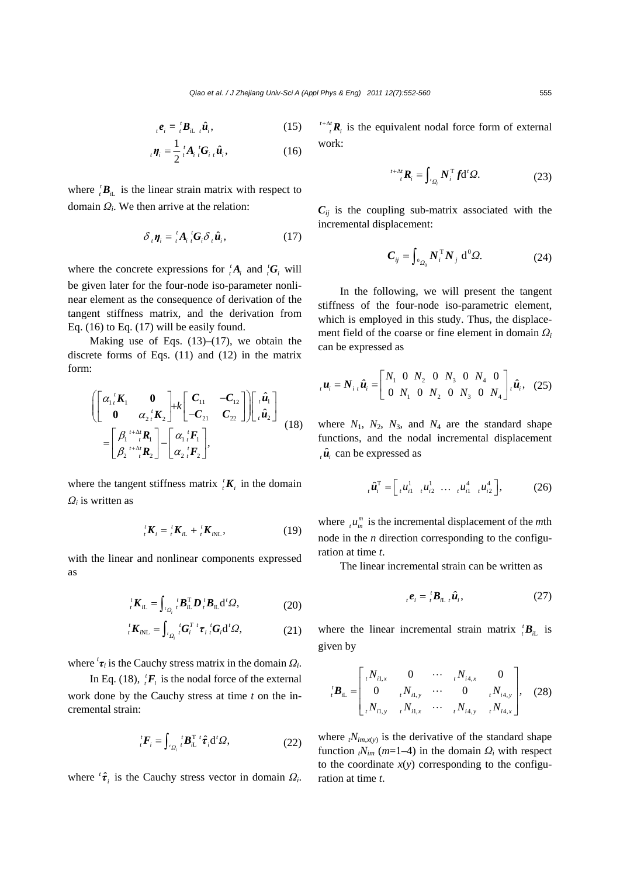$$ {}_t\boldsymbol{e}_i = {}_t^t\boldsymbol{B}_{i\text{L}}\ {}_t\hat{\boldsymbol{u}}_i, \tag{15} $$

$$ {}_t\boldsymbol{\eta}_i = \frac{1}{2}\,{}_t^t\boldsymbol{A}_i\,{}_t^t\boldsymbol{G}_i\ {}_t\hat{\boldsymbol{u}}_i, \tag{16} $$

where ${}_t^t\boldsymbol{B}_{i\text{L}}$ is the linear strain matrix with respect to domain $\Omega_i$. We then arrive at the relation:

$$ \delta\,{}_t\boldsymbol{\eta}_i = {}_t^t\boldsymbol{A}_i\,{}_t^t\boldsymbol{G}_i\,\delta\,{}_t\hat{\boldsymbol{u}}_i, \tag{17} $$

where the concrete expressions for ${}_t^t\boldsymbol{A}_i$ and ${}_t^t\boldsymbol{G}_i$ will be given later for the four-node iso-parameter nonlinear element as the consequence of derivation of the tangent stiffness matrix, and the derivation from Eq. (16) to Eq. (17) will be easily found.

Making use of Eqs. (13)–(17), we obtain the discrete forms of Eqs. (11) and (12) in the matrix form:

$$ \left(\begin{bmatrix} \alpha_1\,{}_t^t\boldsymbol{K}_1 & \boldsymbol{0} \\ \boldsymbol{0} & \alpha_2\,{}_t^t\boldsymbol{K}_2 \end{bmatrix} + k\begin{bmatrix} \boldsymbol{C}_{11} & -\boldsymbol{C}_{12} \\ -\boldsymbol{C}_{21} & \boldsymbol{C}_{22} \end{bmatrix}\right)\begin{bmatrix} {}_t\hat{\boldsymbol{u}}_1 \\ {}_t\hat{\boldsymbol{u}}_2 \end{bmatrix} = \begin{bmatrix} \beta_1\,{}_t^{t+\Delta t}\boldsymbol{R}_1 \\ \beta_2\,{}_t^{t+\Delta t}\boldsymbol{R}_2 \end{bmatrix} - \begin{bmatrix} \alpha_1\,{}_t^t\boldsymbol{F}_1 \\ \alpha_2\,{}_t^t\boldsymbol{F}_2 \end{bmatrix}, \tag{18} $$

where the tangent stiffness matrix ${}_t^t\boldsymbol{K}_i$ in the domain $\Omega_i$ is written as

$$ {}_t^t\boldsymbol{K}_i = {}_t^t\boldsymbol{K}_{i\text{L}} + {}_t^t\boldsymbol{K}_{i\text{NL}}, \tag{19} $$

with the linear and nonlinear components expressed as

$$ {}_t^t\boldsymbol{K}_{i\text{L}} = \int_{{}^t\Omega_i} {}_t^t\boldsymbol{B}_{i\text{L}}^{\text{T}}\,\boldsymbol{D}\,{}_t^t\boldsymbol{B}_{i\text{L}}\,\mathrm{d}^t\Omega, \tag{20} $$

$$ {}_t^t\boldsymbol{K}_{i\text{NL}} = \int_{{}^t\Omega_i} {}_t^t\boldsymbol{G}_i^T\,{}^t\boldsymbol{\tau}_i\,{}_t^t\boldsymbol{G}_i\,\mathrm{d}^t\Omega, \tag{21} $$

where ${}^t\boldsymbol{\tau}_i$ is the Cauchy stress matrix in the domain $\Omega_i$.

In Eq. (18), ${}_t^t\boldsymbol{F}_i$ is the nodal force of the external work done by the Cauchy stress at time $t$ on the incremental strain:

$$ {}_t^t\boldsymbol{F}_i = \int_{{}^t\Omega_i} {}_t^t\boldsymbol{B}_{i\text{L}}^{\text{T}}\,{}^t\hat{\boldsymbol{\tau}}_i\,\mathrm{d}^t\Omega, \tag{22} $$

where ${}^t\hat{\boldsymbol{\tau}}_i$ is the Cauchy stress vector in domain $\Omega_i$. ${}_t^{t+\Delta t}\boldsymbol{R}_i$ is the equivalent nodal force form of external work:

$$ {}_t^{t+\Delta t}\boldsymbol{R}_i = \int_{{}^t\Omega_i} \boldsymbol{N}_i^{\text{T}}\,\boldsymbol{f}\,\mathrm{d}^t\Omega. \tag{23} $$

$\boldsymbol{C}_{ij}$ is the coupling sub-matrix associated with the incremental displacement:

$$ \boldsymbol{C}_{ij} = \int_{{}^0\Omega_0} \boldsymbol{N}_i^{\text{T}}\boldsymbol{N}_j\,\mathrm{d}^0\Omega. \tag{24} $$

In the following, we will present the tangent stiffness of the four-node iso-parametric element, which is employed in this study. Thus, the displacement field of the coarse or fine element in domain $\Omega_i$ can be expressed as

$$ {}_t\boldsymbol{u}_i = \boldsymbol{N}_i\,{}_t\hat{\boldsymbol{u}}_i = \begin{bmatrix} N_1 & 0 & N_2 & 0 & N_3 & 0 & N_4 & 0 \\ 0 & N_1 & 0 & N_2 & 0 & N_3 & 0 & N_4 \end{bmatrix} {}_t\hat{\boldsymbol{u}}_i, \tag{25} $$

where $N_1$, $N_2$, $N_3$, and $N_4$ are the standard shape functions, and the nodal incremental displacement ${}_t\hat{\boldsymbol{u}}_i$ can be expressed as

$$ {}_t\hat{\boldsymbol{u}}_i^{\text{T}} = \begin{bmatrix} {}_tu_{i1}^1 & {}_tu_{i2}^1 & \cdots & {}_tu_{i1}^4 & {}_tu_{i2}^4 \end{bmatrix}, \tag{26} $$

where ${}_tu_{in}^m$ is the incremental displacement of the $m$th node in the $n$ direction corresponding to the configuration at time $t$.

The linear incremental strain can be written as

$$ {}_t\boldsymbol{e}_i = {}_t^t\boldsymbol{B}_{i\text{L}}\ {}_t\hat{\boldsymbol{u}}_i, \tag{27} $$

where the linear incremental strain matrix ${}_t^t\boldsymbol{B}_{i\text{L}}$ is given by

$$ {}_t^t\boldsymbol{B}_{i\text{L}} = \begin{bmatrix} {}_tN_{i1,x} & 0 & \cdots & {}_tN_{i4,x} & 0 \\ 0 & {}_tN_{i1,y} & \cdots & 0 & {}_tN_{i4,y} \\ {}_tN_{i1,y} & {}_tN_{i1,x} & \cdots & {}_tN_{i4,y} & {}_tN_{i4,x} \end{bmatrix}, \tag{28} $$

where ${}_tN_{im,x(y)}$ is the derivative of the standard shape function ${}_tN_{im}$ ($m$=1–4) in the domain $\Omega_i$ with respect to the coordinate $x(y)$ corresponding to the configuration at time $t$.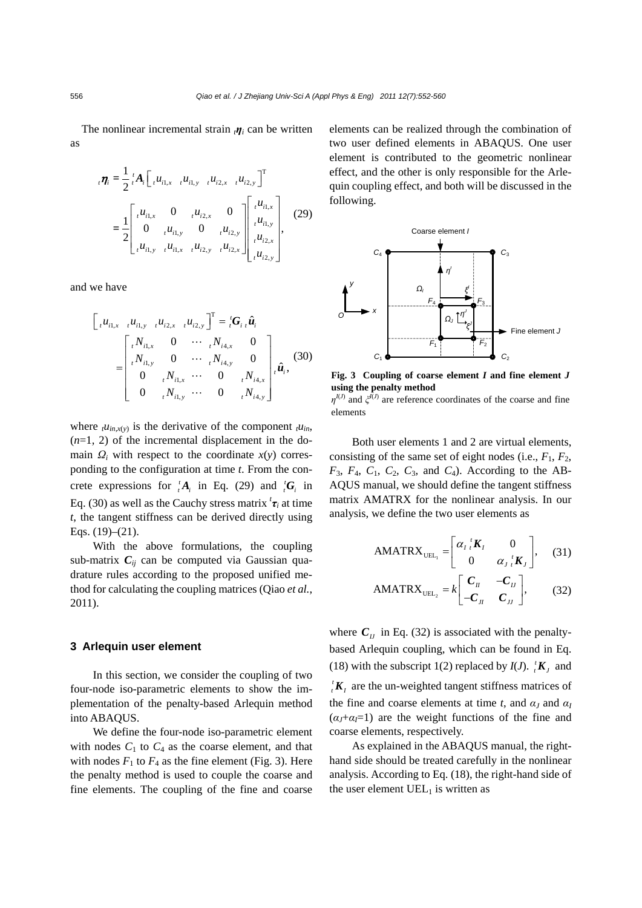The nonlinear incremental strain ${}_t\boldsymbol{\eta}_i$ can be written as

$$
\begin{aligned}
{}_t\boldsymbol{\eta}_i &= \frac{1}{2}{}_t^t\boldsymbol{A}_i\left[{}_tu_{i1,x} \quad {}_tu_{i1,y} \quad {}_tu_{i2,x} \quad {}_tu_{i2,y}\right]^{\mathrm{T}} \\
&= \frac{1}{2}\begin{bmatrix} {}_tu_{i1,x} & 0 & {}_tu_{i2,x} & 0 \\ 0 & {}_tu_{i1,y} & 0 & {}_tu_{i2,y} \\ {}_tu_{i1,y} & {}_tu_{i1,x} & {}_tu_{i2,y} & {}_tu_{i2,x} \end{bmatrix}\begin{bmatrix} {}_tu_{i1,x} \\ {}_tu_{i1,y} \\ {}_tu_{i2,x} \\ {}_tu_{i2,y} \end{bmatrix},
\end{aligned} \tag{29}
$$

and we have

$$
\begin{aligned}
\left[{}_tu_{i1,x} \quad {}_tu_{i1,y} \quad {}_tu_{i2,x} \quad {}_tu_{i2,y}\right]^{\mathrm{T}} &= {}_t^t\boldsymbol{G}_i\,{}_t\hat{\boldsymbol{u}}_i \\
&= \begin{bmatrix} {}_tN_{i1,x} & 0 & \cdots & {}_tN_{i4,x} & 0 \\ {}_tN_{i1,y} & 0 & \cdots & {}_tN_{i4,y} & 0 \\ 0 & {}_tN_{i1,x} & \cdots & 0 & {}_tN_{i4,x} \\ 0 & {}_tN_{i1,y} & \cdots & 0 & {}_tN_{i4,y} \end{bmatrix}{}_t\hat{\boldsymbol{u}}_i,
\end{aligned} \tag{30}
$$

where ${}_tu_{in,x(y)}$ is the derivative of the component ${}_tu_{in}$, ($n$=1, 2) of the incremental displacement in the domain $\Omega_i$ with respect to the coordinate $x(y)$ corresponding to the configuration at time $t$. From the concrete expressions for ${}_t^t\boldsymbol{A}_i$ in Eq. (29) and ${}_t^t\boldsymbol{G}_i$ in Eq. (30) as well as the Cauchy stress matrix ${}^t\boldsymbol{\tau}_i$ at time $t$, the tangent stiffness can be derived directly using Eqs. (19)–(21).

With the above formulations, the coupling sub-matrix $\boldsymbol{C}_{ij}$ can be computed via Gaussian quadrature rules according to the proposed unified method for calculating the coupling matrices (Qiao *et al.*, 2011).

## 3 Arlequin user element

In this section, we consider the coupling of two four-node iso-parametric elements to show the implementation of the penalty-based Arlequin method into ABAQUS.

We define the four-node iso-parametric element with nodes $C_1$ to $C_4$ as the coarse element, and that with nodes $F_1$ to $F_4$ as the fine element (Fig. 3). Here the penalty method is used to couple the coarse and fine elements. The coupling of the fine and coarse elements can be realized through the combination of two user defined elements in ABAQUS. One user element is contributed to the geometric nonlinear effect, and the other is only responsible for the Arlequin coupling effect, and both will be discussed in the following.

**Fig. 3 Coupling of coarse element *I* and fine element *J* using the penalty method**

$\eta^{I(J)}$ and $\xi^{I(J)}$ are reference coordinates of the coarse and fine elements

Both user elements 1 and 2 are virtual elements, consisting of the same set of eight nodes (i.e., $F_1$, $F_2$, $F_3$, $F_4$, $C_1$, $C_2$, $C_3$, and $C_4$). According to the ABAQUS manual, we should define the tangent stiffness matrix AMATRX for the nonlinear analysis. In our analysis, we define the two user elements as

$$
\mathrm{AMATRX}_{\mathrm{UEL}_1} = \begin{bmatrix} \alpha_I\,{}_t^t\boldsymbol{K}_I & 0 \\ 0 & \alpha_J\,{}_t^t\boldsymbol{K}_J \end{bmatrix}, \tag{31}
$$

$$
\mathrm{AMATRX}_{\mathrm{UEL}_2} = k\begin{bmatrix} \boldsymbol{C}_{II} & -\boldsymbol{C}_{IJ} \\ -\boldsymbol{C}_{JI} & \boldsymbol{C}_{JJ} \end{bmatrix}, \tag{32}
$$

where $\boldsymbol{C}_{IJ}$ in Eq. (32) is associated with the penalty-based Arlequin coupling, which can be found in Eq. (18) with the subscript 1(2) replaced by $I(J)$. ${}_t^t\boldsymbol{K}_J$ and ${}_t^t\boldsymbol{K}_I$ are the un-weighted tangent stiffness matrices of the fine and coarse elements at time $t$, and $\alpha_J$ and $\alpha_I$ ($\alpha_J+\alpha_I=1$) are the weight functions of the fine and coarse elements, respectively.

As explained in the ABAQUS manual, the right-hand side should be treated carefully in the nonlinear analysis. According to Eq. (18), the right-hand side of the user element $\mathrm{UEL}_1$ is written as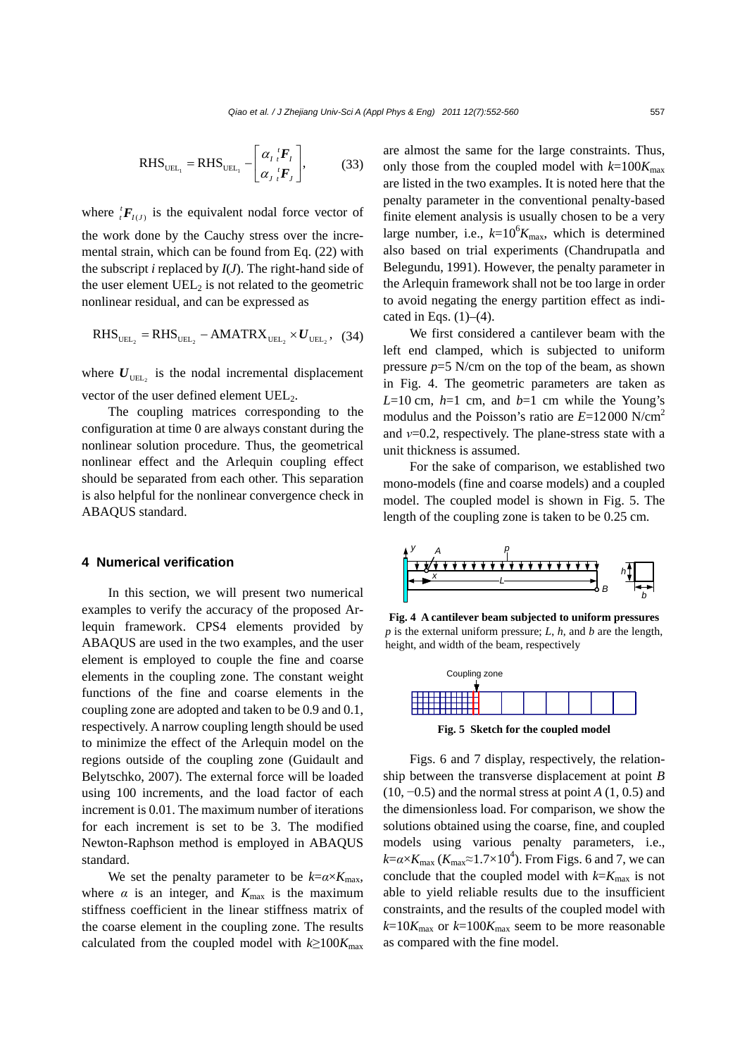$$\mathrm{RHS}_{\mathrm{UEL}_1} = \mathrm{RHS}_{\mathrm{UEL}_1} - \begin{bmatrix} \alpha_I \, {}_t^t\boldsymbol{F}_I \\ \alpha_J \, {}_t^t\boldsymbol{F}_J \end{bmatrix}, \tag{33}$$

where ${}_t^t\boldsymbol{F}_{I(J)}$ is the equivalent nodal force vector of the work done by the Cauchy stress over the incremental strain, which can be found from Eq. (22) with the subscript *i* replaced by *I*(*J*). The right-hand side of the user element $\mathrm{UEL}_2$ is not related to the geometric nonlinear residual, and can be expressed as

$$\mathrm{RHS}_{\mathrm{UEL}_2} = \mathrm{RHS}_{\mathrm{UEL}_2} - \mathrm{AMATRX}_{\mathrm{UEL}_2} \times \boldsymbol{U}_{\mathrm{UEL}_2}, \tag{34}$$

where $\boldsymbol{U}_{\mathrm{UEL}_2}$ is the nodal incremental displacement vector of the user defined element $\mathrm{UEL}_2$.

The coupling matrices corresponding to the configuration at time 0 are always constant during the nonlinear solution procedure. Thus, the geometrical nonlinear effect and the Arlequin coupling effect should be separated from each other. This separation is also helpful for the nonlinear convergence check in ABAQUS standard.

## 4 Numerical verification

In this section, we will present two numerical examples to verify the accuracy of the proposed Arlequin framework. CPS4 elements provided by ABAQUS are used in the two examples, and the user element is employed to couple the fine and coarse elements in the coupling zone. The constant weight functions of the fine and coarse elements in the coupling zone are adopted and taken to be 0.9 and 0.1, respectively. A narrow coupling length should be used to minimize the effect of the Arlequin model on the regions outside of the coupling zone (Guidault and Belytschko, 2007). The external force will be loaded using 100 increments, and the load factor of each increment is 0.01. The maximum number of iterations for each increment is set to be 3. The modified Newton-Raphson method is employed in ABAQUS standard.

We set the penalty parameter to be $k=\alpha\times K_{\max}$, where $\alpha$ is an integer, and $K_{\max}$ is the maximum stiffness coefficient in the linear stiffness matrix of the coarse element in the coupling zone. The results calculated from the coupled model with $k\geq 100K_{\max}$ are almost the same for the large constraints. Thus, only those from the coupled model with $k=100K_{\max}$ are listed in the two examples. It is noted here that the penalty parameter in the conventional penalty-based finite element analysis is usually chosen to be a very large number, i.e., $k=10^6K_{\max}$, which is determined also based on trial experiments (Chandrupatla and Belegundu, 1991). However, the penalty parameter in the Arlequin framework shall not be too large in order to avoid negating the energy partition effect as indicated in Eqs. (1)–(4).

We first considered a cantilever beam with the left end clamped, which is subjected to uniform pressure $p$=5 N/cm on the top of the beam, as shown in Fig. 4. The geometric parameters are taken as $L$=10 cm, $h$=1 cm, and $b$=1 cm while the Young's modulus and the Poisson's ratio are $E$=12 000 N/cm$^2$ and $\nu$=0.2, respectively. The plane-stress state with a unit thickness is assumed.

For the sake of comparison, we established two mono-models (fine and coarse models) and a coupled model. The coupled model is shown in Fig. 5. The length of the coupling zone is taken to be 0.25 cm.

**Fig. 4 A cantilever beam subjected to uniform pressures**
*p* is the external uniform pressure; *L*, *h*, and *b* are the length, height, and width of the beam, respectively

**Fig. 5 Sketch for the coupled model**

Figs. 6 and 7 display, respectively, the relationship between the transverse displacement at point *B* (10, −0.5) and the normal stress at point *A* (1, 0.5) and the dimensionless load. For comparison, we show the solutions obtained using the coarse, fine, and coupled models using various penalty parameters, i.e., $k=\alpha\times K_{\max}$ ($K_{\max}\approx 1.7\times 10^4$). From Figs. 6 and 7, we can conclude that the coupled model with $k=K_{\max}$ is not able to yield reliable results due to the insufficient constraints, and the results of the coupled model with $k=10K_{\max}$ or $k=100K_{\max}$ seem to be more reasonable as compared with the fine model.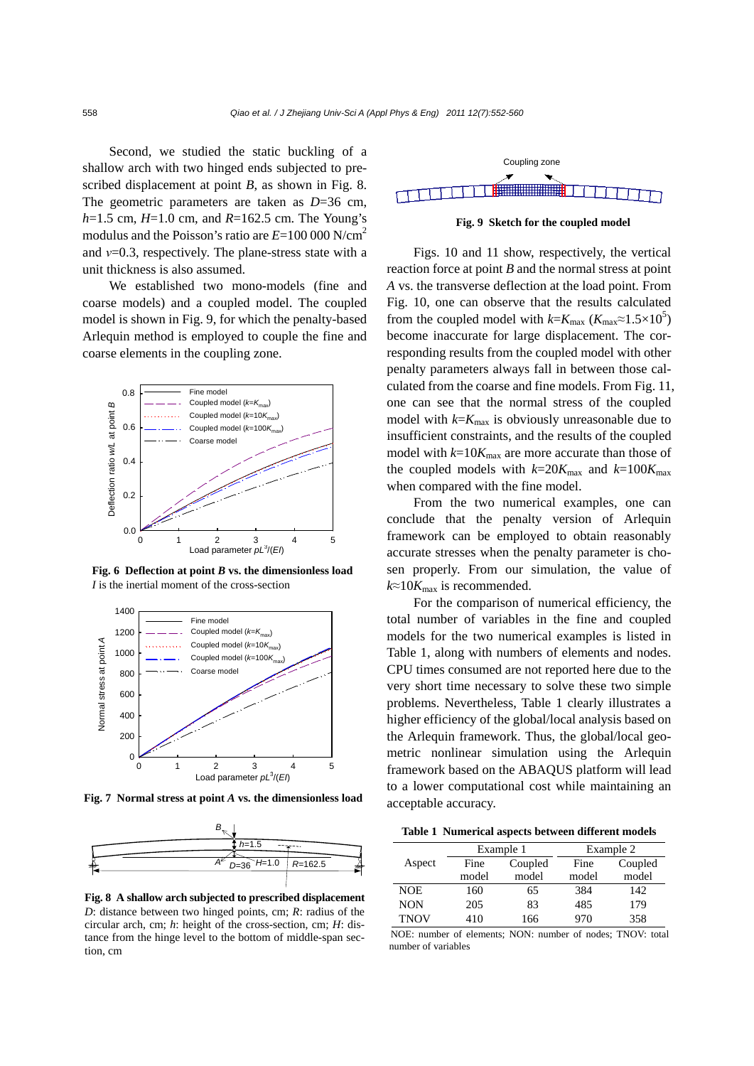Second, we studied the static buckling of a shallow arch with two hinged ends subjected to prescribed displacement at point *B*, as shown in Fig. 8. The geometric parameters are taken as $D$=36 cm, $h$=1.5 cm, $H$=1.0 cm, and $R$=162.5 cm. The Young's modulus and the Poisson's ratio are $E$=100 000 N/cm$^2$ and $\nu$=0.3, respectively. The plane-stress state with a unit thickness is also assumed.

We established two mono-models (fine and coarse models) and a coupled model. The coupled model is shown in Fig. 9, for which the penalty-based Arlequin method is employed to couple the fine and coarse elements in the coupling zone.

**Fig. 6 Deflection at point *B* vs. the dimensionless load**
*I* is the inertial moment of the cross-section

**Fig. 7 Normal stress at point *A* vs. the dimensionless load**

**Fig. 8 A shallow arch subjected to prescribed displacement**
*D*: distance between two hinged points, cm; *R*: radius of the circular arch, cm; *h*: height of the cross-section, cm; *H*: distance from the hinge level to the bottom of middle-span section, cm

**Fig. 9 Sketch for the coupled model**

Figs. 10 and 11 show, respectively, the vertical reaction force at point *B* and the normal stress at point *A* vs. the transverse deflection at the load point. From Fig. 10, one can observe that the results calculated from the coupled model with $k$=$K_{\max}$ ($K_{\max}$≈1.5×10$^5$) become inaccurate for large displacement. The corresponding results from the coupled model with other penalty parameters always fall in between those calculated from the coarse and fine models. From Fig. 11, one can see that the normal stress of the coupled model with $k$=$K_{\max}$ is obviously unreasonable due to insufficient constraints, and the results of the coupled model with $k$=10$K_{\max}$ are more accurate than those of the coupled models with $k$=20$K_{\max}$ and $k$=100$K_{\max}$ when compared with the fine model.

From the two numerical examples, one can conclude that the penalty version of Arlequin framework can be employed to obtain reasonably accurate stresses when the penalty parameter is chosen properly. From our simulation, the value of $k$≈10$K_{\max}$ is recommended.

For the comparison of numerical efficiency, the total number of variables in the fine and coupled models for the two numerical examples is listed in Table 1, along with numbers of elements and nodes. CPU times consumed are not reported here due to the very short time necessary to solve these two simple problems. Nevertheless, Table 1 clearly illustrates a higher efficiency of the global/local analysis based on the Arlequin framework. Thus, the global/local geometric nonlinear simulation using the Arlequin framework based on the ABAQUS platform will lead to a lower computational cost while maintaining an acceptable accuracy.

**Table 1 Numerical aspects between different models**

| Aspect | Example 1 | | Example 2 | |
|---|---|---|---|---|
| | Fine model | Coupled model | Fine model | Coupled model |
| NOE | 160 | 65 | 384 | 142 |
| NON | 205 | 83 | 485 | 179 |
| TNOV | 410 | 166 | 970 | 358 |

NOE: number of elements; NON: number of nodes; TNOV: total number of variables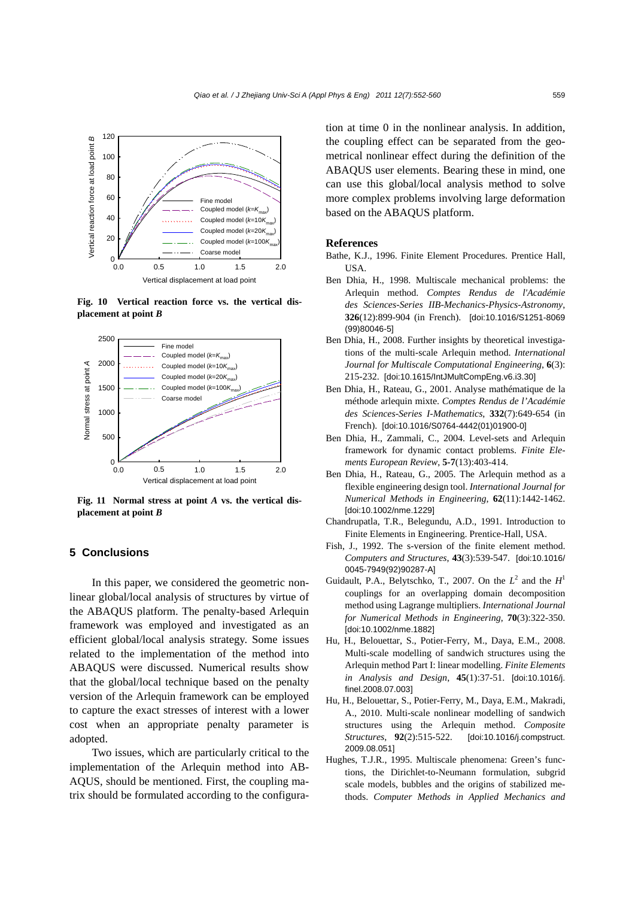Fig. 10 Vertical reaction force vs. the vertical displacement at point *B*

Fig. 11 Normal stress at point *A* vs. the vertical displacement at point *B*

## 5 Conclusions

In this paper, we considered the geometric nonlinear global/local analysis of structures by virtue of the ABAQUS platform. The penalty-based Arlequin framework was employed and investigated as an efficient global/local analysis strategy. Some issues related to the implementation of the method into ABAQUS were discussed. Numerical results show that the global/local technique based on the penalty version of the Arlequin framework can be employed to capture the exact stresses of interest with a lower cost when an appropriate penalty parameter is adopted.

Two issues, which are particularly critical to the implementation of the Arlequin method into ABAQUS, should be mentioned. First, the coupling matrix should be formulated according to the configuration at time 0 in the nonlinear analysis. In addition, the coupling effect can be separated from the geometrical nonlinear effect during the definition of the ABAQUS user elements. Bearing these in mind, one can use this global/local analysis method to solve more complex problems involving large deformation based on the ABAQUS platform.

## References

Bathe, K.J., 1996. Finite Element Procedures. Prentice Hall, USA.

Ben Dhia, H., 1998. Multiscale mechanical problems: the Arlequin method. *Comptes Rendus de l'Académie des Sciences-Series IIB-Mechanics-Physics-Astronomy*, **326**(12):899-904 (in French). [doi:10.1016/S1251-8069(99)80046-5]

Ben Dhia, H., 2008. Further insights by theoretical investigations of the multi-scale Arlequin method. *International Journal for Multiscale Computational Engineering*, **6**(3):215-232. [doi:10.1615/IntJMultCompEng.v6.i3.30]

Ben Dhia, H., Rateau, G., 2001. Analyse mathématique de la méthode arlequin mixte. *Comptes Rendus de l'Académie des Sciences-Series I-Mathematics*, **332**(7):649-654 (in French). [doi:10.1016/S0764-4442(01)01900-0]

Ben Dhia, H., Zammali, C., 2004. Level-sets and Arlequin framework for dynamic contact problems. *Finite Elements European Review*, **5-7**(13):403-414.

Ben Dhia, H., Rateau, G., 2005. The Arlequin method as a flexible engineering design tool. *International Journal for Numerical Methods in Engineering*, **62**(11):1442-1462. [doi:10.1002/nme.1229]

Chandrupatla, T.R., Belegundu, A.D., 1991. Introduction to Finite Elements in Engineering. Prentice-Hall, USA.

Fish, J., 1992. The s-version of the finite element method. *Computers and Structures*, **43**(3):539-547. [doi:10.1016/0045-7949(92)90287-A]

Guidault, P.A., Belytschko, T., 2007. On the $L^2$ and the $H^1$ couplings for an overlapping domain decomposition method using Lagrange multipliers. *International Journal for Numerical Methods in Engineering*, **70**(3):322-350. [doi:10.1002/nme.1882]

Hu, H., Belouettar, S., Potier-Ferry, M., Daya, E.M., 2008. Multi-scale modelling of sandwich structures using the Arlequin method Part I: linear modelling. *Finite Elements in Analysis and Design*, **45**(1):37-51. [doi:10.1016/j.finel.2008.07.003]

Hu, H., Belouettar, S., Potier-Ferry, M., Daya, E.M., Makradi, A., 2010. Multi-scale nonlinear modelling of sandwich structures using the Arlequin method. *Composite Structures*, **92**(2):515-522. [doi:10.1016/j.compstruct.2009.08.051]

Hughes, T.J.R., 1995. Multiscale phenomena: Green's functions, the Dirichlet-to-Neumann formulation, subgrid scale models, bubbles and the origins of stabilized methods. *Computer Methods in Applied Mechanics and*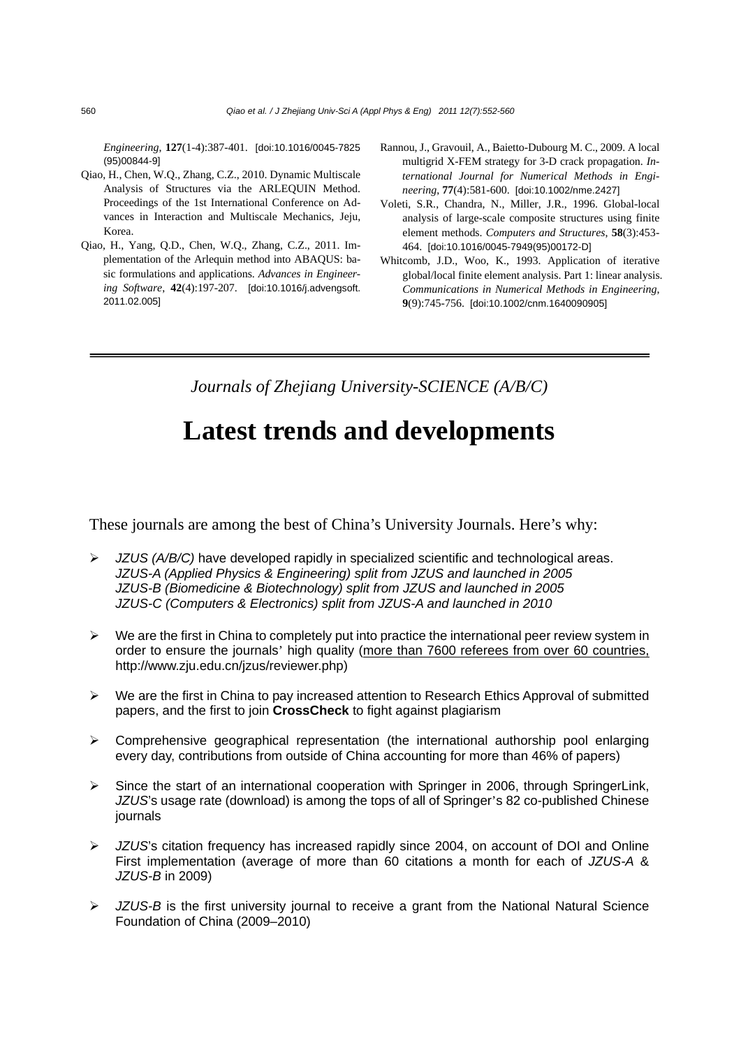*Engineering*, **127**(1-4):387-401. [doi:10.1016/0045-7825(95)00844-9]

Qiao, H., Chen, W.Q., Zhang, C.Z., 2010. Dynamic Multiscale Analysis of Structures via the ARLEQUIN Method. Proceedings of the 1st International Conference on Advances in Interaction and Multiscale Mechanics, Jeju, Korea.

Qiao, H., Yang, Q.D., Chen, W.Q., Zhang, C.Z., 2011. Implementation of the Arlequin method into ABAQUS: basic formulations and applications. *Advances in Engineering Software*, **42**(4):197-207. [doi:10.1016/j.advengsoft.2011.02.005]

Rannou, J., Gravouil, A., Baietto-Dubourg M. C., 2009. A local multigrid X-FEM strategy for 3-D crack propagation. *International Journal for Numerical Methods in Engineering*, **77**(4):581-600. [doi:10.1002/nme.2427]

Voleti, S.R., Chandra, N., Miller, J.R., 1996. Global-local analysis of large-scale composite structures using finite element methods. *Computers and Structures*, **58**(3):453-464. [doi:10.1016/0045-7949(95)00172-D]

Whitcomb, J.D., Woo, K., 1993. Application of iterative global/local finite element analysis. Part 1: linear analysis. *Communications in Numerical Methods in Engineering*, **9**(9):745-756. [doi:10.1002/cnm.1640090905]

---

*Journals of Zhejiang University-SCIENCE (A/B/C)*

# Latest trends and developments

These journals are among the best of China's University Journals. Here's why:

- *JZUS (A/B/C)* have developed rapidly in specialized scientific and technological areas.
  *JZUS-A (Applied Physics & Engineering) split from JZUS and launched in 2005*
  *JZUS-B (Biomedicine & Biotechnology) split from JZUS and launched in 2005*
  *JZUS-C (Computers & Electronics) split from JZUS-A and launched in 2010*

- We are the first in China to completely put into practice the international peer review system in order to ensure the journals' high quality (more than 7600 referees from over 60 countries, http://www.zju.edu.cn/jzus/reviewer.php)

- We are the first in China to pay increased attention to Research Ethics Approval of submitted papers, and the first to join **CrossCheck** to fight against plagiarism

- Comprehensive geographical representation (the international authorship pool enlarging every day, contributions from outside of China accounting for more than 46% of papers)

- Since the start of an international cooperation with Springer in 2006, through SpringerLink, *JZUS*'s usage rate (download) is among the tops of all of Springer's 82 co-published Chinese journals

- *JZUS*'s citation frequency has increased rapidly since 2004, on account of DOI and Online First implementation (average of more than 60 citations a month for each of *JZUS-A* & *JZUS-B* in 2009)

- *JZUS-B* is the first university journal to receive a grant from the National Natural Science Foundation of China (2009–2010)